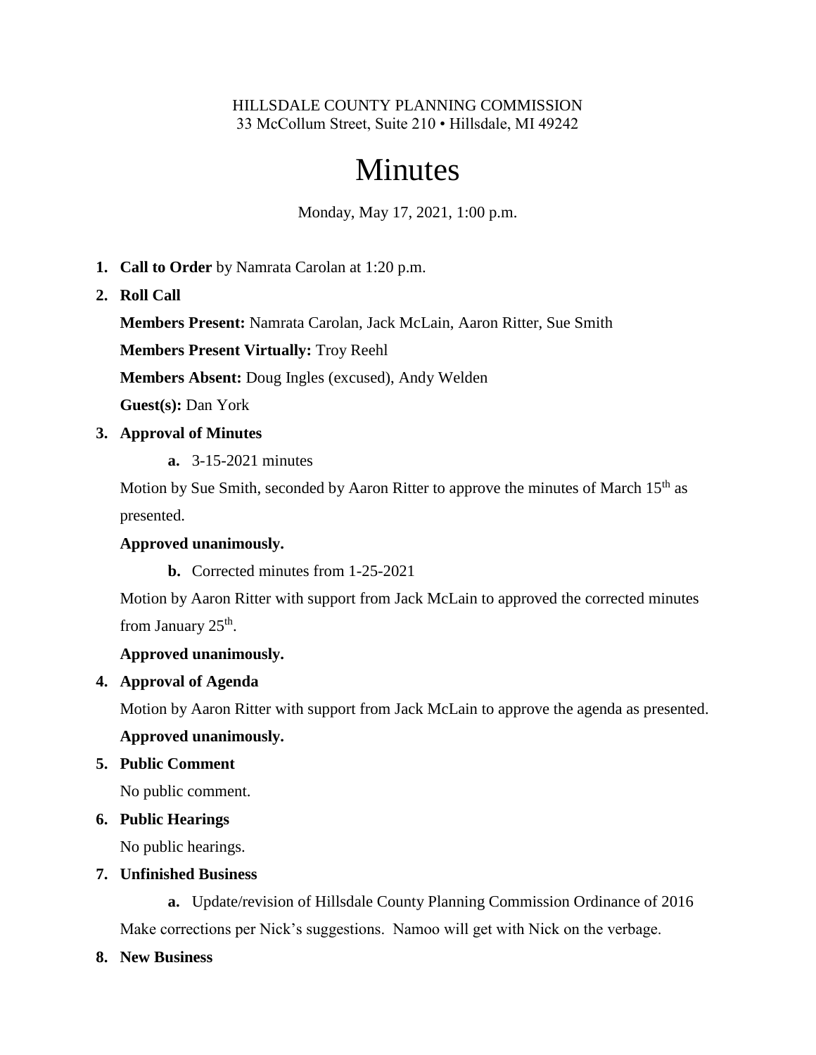HILLSDALE COUNTY PLANNING COMMISSION
33 McCollum Street, Suite 210 • Hillsdale, MI 49242

# Minutes

Monday, May 17, 2021, 1:00 p.m.

1. **Call to Order** by Namrata Carolan at 1:20 p.m.
2. **Roll Call**

   **Members Present:** Namrata Carolan, Jack McLain, Aaron Ritter, Sue Smith

   **Members Present Virtually:** Troy Reehl

   **Members Absent:** Doug Ingles (excused), Andy Welden

   **Guest(s):** Dan York
3. **Approval of Minutes**

   **a.** 3-15-2021 minutes

   Motion by Sue Smith, seconded by Aaron Ritter to approve the minutes of March 15th as presented.

   **Approved unanimously.**

   **b.** Corrected minutes from 1-25-2021

   Motion by Aaron Ritter with support from Jack McLain to approved the corrected minutes from January 25th.

   **Approved unanimously.**
4. **Approval of Agenda**

   Motion by Aaron Ritter with support from Jack McLain to approve the agenda as presented.

   **Approved unanimously.**
5. **Public Comment**

   No public comment.
6. **Public Hearings**

   No public hearings.
7. **Unfinished Business**

   **a.** Update/revision of Hillsdale County Planning Commission Ordinance of 2016

   Make corrections per Nick's suggestions. Namoo will get with Nick on the verbage.
8. **New Business**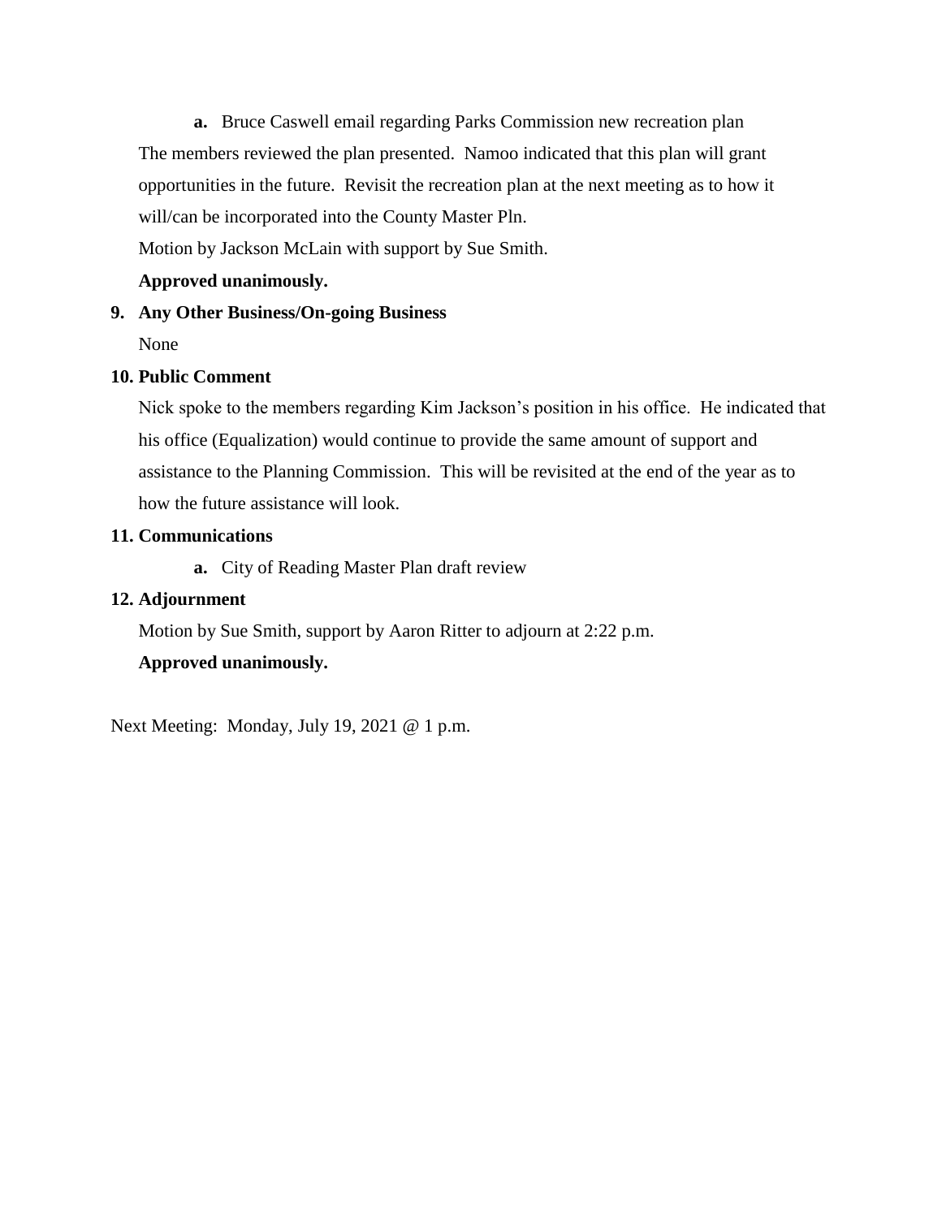a. **Bruce Caswell email regarding Parks Commission new recreation plan**

The members reviewed the plan presented. Namoo indicated that this plan will grant opportunities in the future. Revisit the recreation plan at the next meeting as to how it will/can be incorporated into the County Master Pln.

Motion by Jackson McLain with support by Sue Smith.

**Approved unanimously.**

**9. Any Other Business/On-going Business**

None

**10. Public Comment**

Nick spoke to the members regarding Kim Jackson's position in his office. He indicated that his office (Equalization) would continue to provide the same amount of support and assistance to the Planning Commission. This will be revisited at the end of the year as to how the future assistance will look.

**11. Communications**

a. City of Reading Master Plan draft review

**12. Adjournment**

Motion by Sue Smith, support by Aaron Ritter to adjourn at 2:22 p.m.

**Approved unanimously.**

Next Meeting: Monday, July 19, 2021 @ 1 p.m.